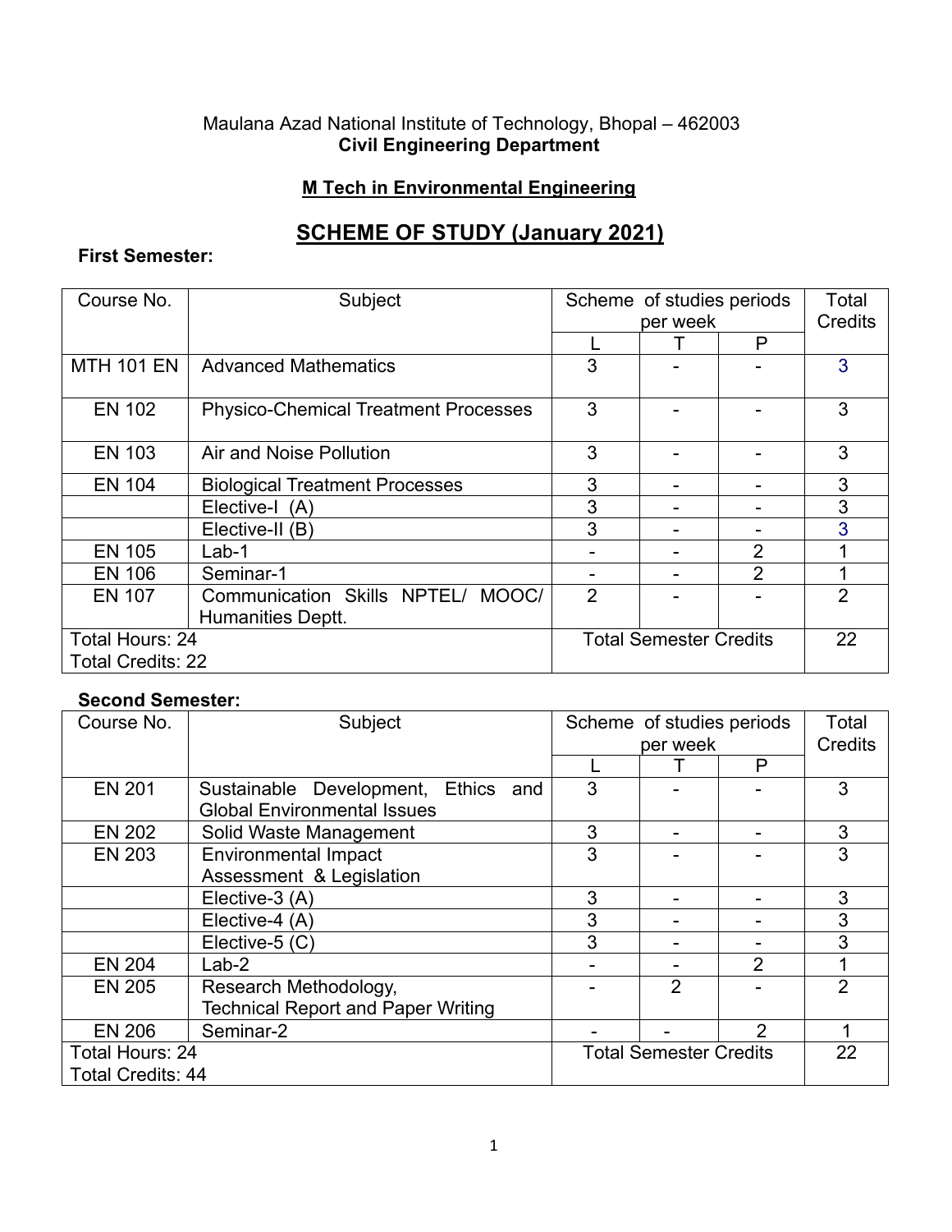Maulana Azad National Institute of Technology, Bhopal – 462003

**Civil Engineering Department**

## M Tech in Environmental Engineering

# SCHEME OF STUDY (January 2021)

**First Semester:**

| Course No. | Subject | Scheme of studies periods per week | | | Total Credits |
|---|---|---|---|---|---|
| | | L | T | P | |
| MTH 101 EN | Advanced Mathematics | 3 | - | - | 3 |
| EN 102 | Physico-Chemical Treatment Processes | 3 | - | - | 3 |
| EN 103 | Air and Noise Pollution | 3 | - | - | 3 |
| EN 104 | Biological Treatment Processes | 3 | - | - | 3 |
| | Elective-I (A) | 3 | - | - | 3 |
| | Elective-II (B) | 3 | - | - | 3 |
| EN 105 | Lab-1 | - | - | 2 | 1 |
| EN 106 | Seminar-1 | - | - | 2 | 1 |
| EN 107 | Communication Skills NPTEL/ MOOC/ Humanities Deptt. | 2 | - | - | 2 |
| Total Hours: 24<br>Total Credits: 22 | | Total Semester Credits | | | 22 |

**Second Semester:**

| Course No. | Subject | Scheme of studies periods per week | | | Total Credits |
|---|---|---|---|---|---|
| | | L | T | P | |
| EN 201 | Sustainable Development, Ethics and Global Environmental Issues | 3 | - | - | 3 |
| EN 202 | Solid Waste Management | 3 | - | - | 3 |
| EN 203 | Environmental Impact Assessment & Legislation | 3 | - | - | 3 |
| | Elective-3 (A) | 3 | - | - | 3 |
| | Elective-4 (A) | 3 | - | - | 3 |
| | Elective-5 (C) | 3 | - | - | 3 |
| EN 204 | Lab-2 | - | - | 2 | 1 |
| EN 205 | Research Methodology, Technical Report and Paper Writing | - | 2 | - | 2 |
| EN 206 | Seminar-2 | - | - | 2 | 1 |
| Total Hours: 24<br>Total Credits: 44 | | Total Semester Credits | | | 22 |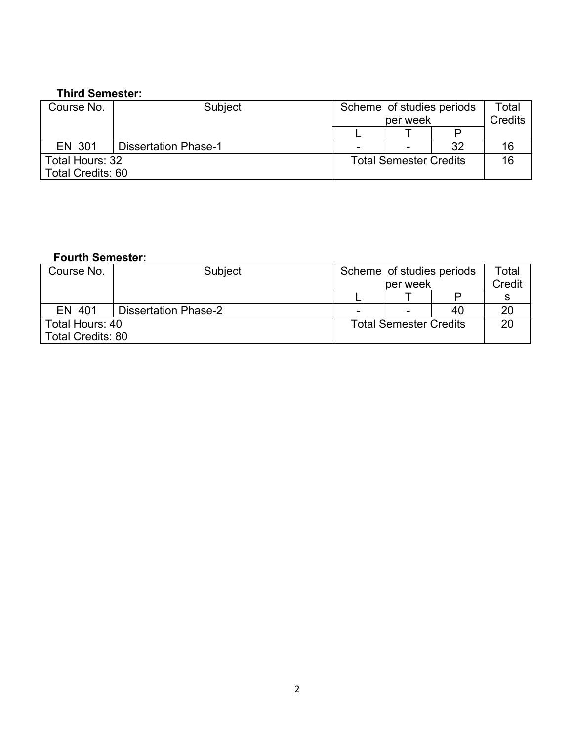**Third Semester:**

| Course No. | Subject | Scheme of studies periods per week | | | Total Credits |
|---|---|---|---|---|---|
| | | L | T | P | |
| EN 301 | Dissertation Phase-1 | - | - | 32 | 16 |
| Total Hours: 32<br>Total Credits: 60 | | Total Semester Credits | | | 16 |

**Fourth Semester:**

| Course No. | Subject | Scheme of studies periods per week | | | Total Credits |
|---|---|---|---|---|---|
| | | L | T | P | |
| EN 401 | Dissertation Phase-2 | - | - | 40 | 20 |
| Total Hours: 40<br>Total Credits: 80 | | Total Semester Credits | | | 20 |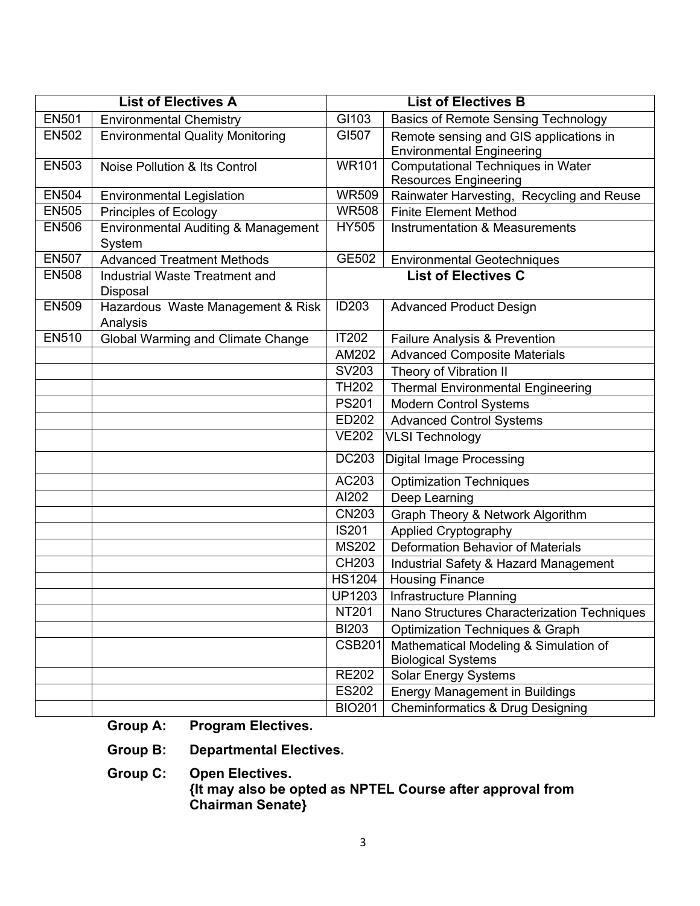| List of Electives A | | List of Electives B | |
|---|---|---|---|
| EN501 | Environmental Chemistry | GI103 | Basics of Remote Sensing Technology |
| EN502 | Environmental Quality Monitoring | GI507 | Remote sensing and GIS applications in Environmental Engineering |
| EN503 | Noise Pollution & Its Control | WR101 | Computational Techniques in Water Resources Engineering |
| EN504 | Environmental Legislation | WR509 | Rainwater Harvesting, Recycling and Reuse |
| EN505 | Principles of Ecology | WR508 | Finite Element Method |
| EN506 | Environmental Auditing & Management System | HY505 | Instrumentation & Measurements |
| EN507 | Advanced Treatment Methods | GE502 | Environmental Geotechniques |
| EN508 | Industrial Waste Treatment and Disposal | **List of Electives C** | |
| EN509 | Hazardous Waste Management & Risk Analysis | ID203 | Advanced Product Design |
| EN510 | Global Warming and Climate Change | IT202 | Failure Analysis & Prevention |
| | | AM202 | Advanced Composite Materials |
| | | SV203 | Theory of Vibration II |
| | | TH202 | Thermal Environmental Engineering |
| | | PS201 | Modern Control Systems |
| | | ED202 | Advanced Control Systems |
| | | VE202 | VLSI Technology |
| | | DC203 | Digital Image Processing |
| | | AC203 | Optimization Techniques |
| | | AI202 | Deep Learning |
| | | CN203 | Graph Theory & Network Algorithm |
| | | IS201 | Applied Cryptography |
| | | MS202 | Deformation Behavior of Materials |
| | | CH203 | Industrial Safety & Hazard Management |
| | | HS1204 | Housing Finance |
| | | UP1203 | Infrastructure Planning |
| | | NT201 | Nano Structures Characterization Techniques |
| | | BI203 | Optimization Techniques & Graph |
| | | CSB201 | Mathematical Modeling & Simulation of Biological Systems |
| | | RE202 | Solar Energy Systems |
| | | ES202 | Energy Management in Buildings |
| | | BIO201 | Cheminformatics & Drug Designing |

**Group A: Program Electives.**

**Group B: Departmental Electives.**

**Group C: Open Electives.**
**{It may also be opted as NPTEL Course after approval from Chairman Senate}**